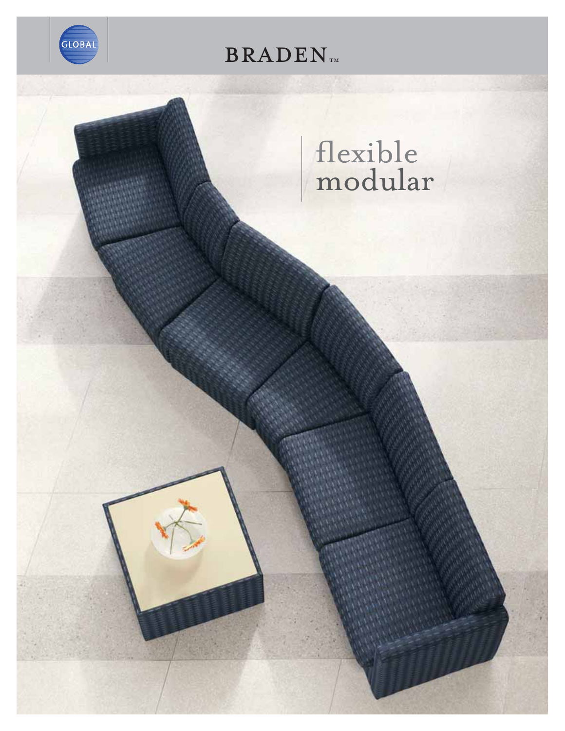GLOBAL

# BRADEN™

flexible
modular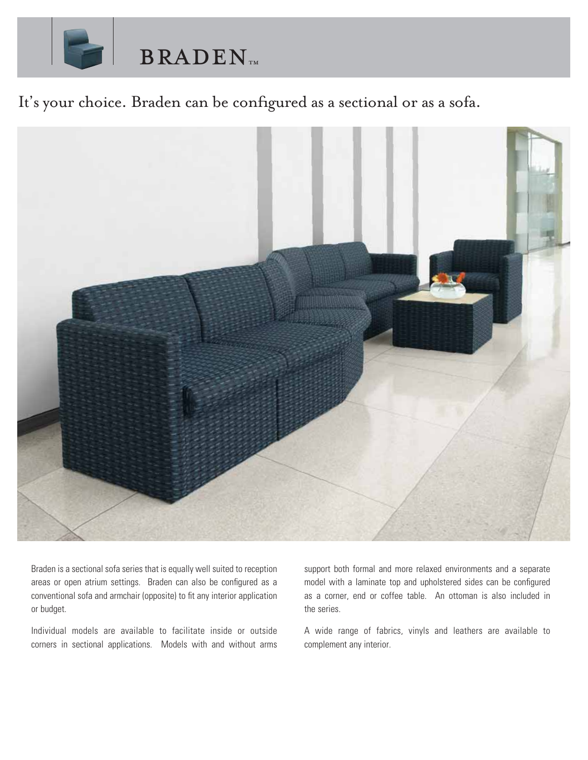# BRADEN™

## It's your choice. Braden can be configured as a sectional or as a sofa.

Braden is a sectional sofa series that is equally well suited to reception areas or open atrium settings. Braden can also be configured as a conventional sofa and armchair (opposite) to fit any interior application or budget.

Individual models are available to facilitate inside or outside corners in sectional applications. Models with and without arms support both formal and more relaxed environments and a separate model with a laminate top and upholstered sides can be configured as a corner, end or coffee table. An ottoman is also included in the series.

A wide range of fabrics, vinyls and leathers are available to complement any interior.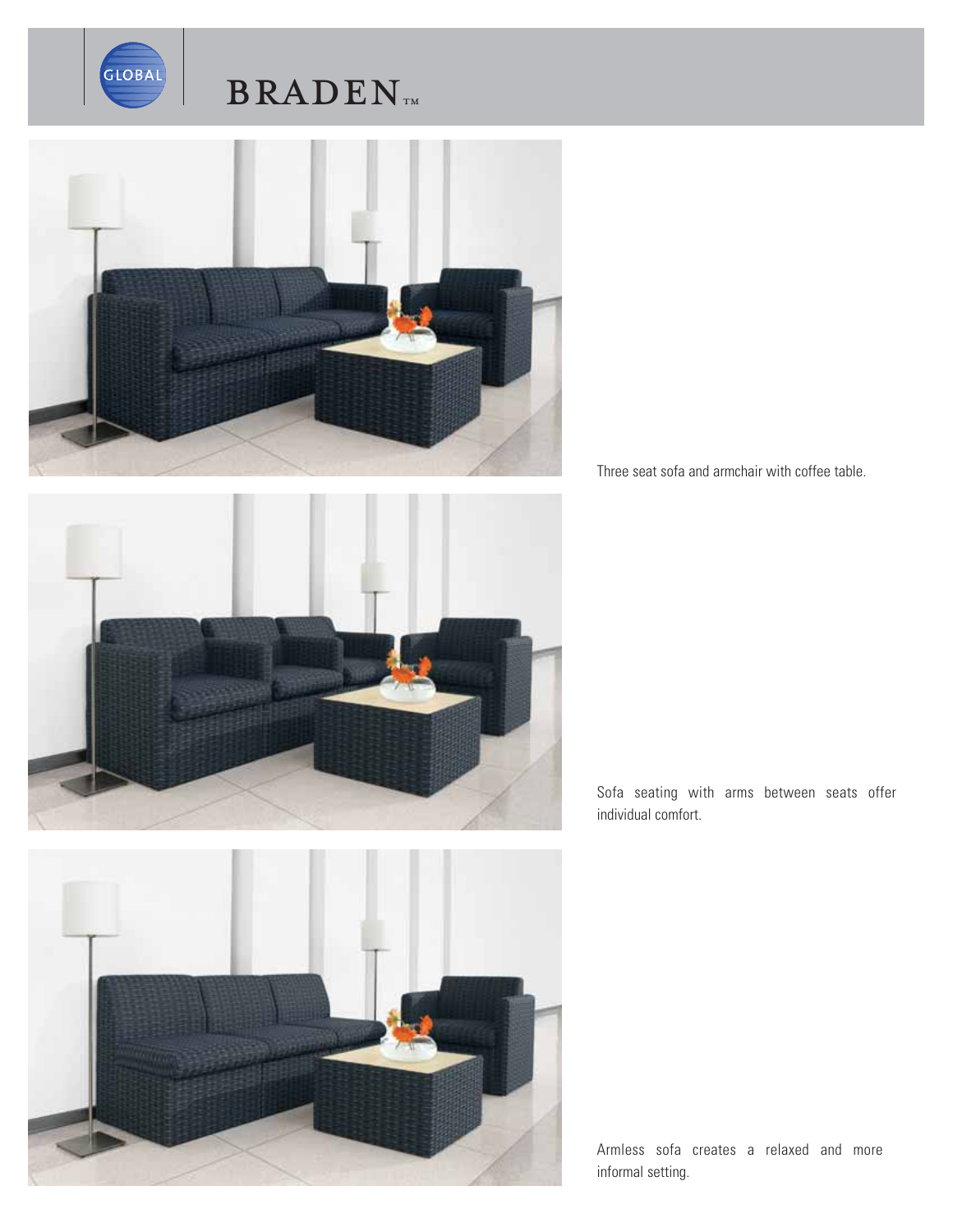# BRADEN™

Three seat sofa and armchair with coffee table.

Sofa seating with arms between seats offer individual comfort.

Armless sofa creates a relaxed and more informal setting.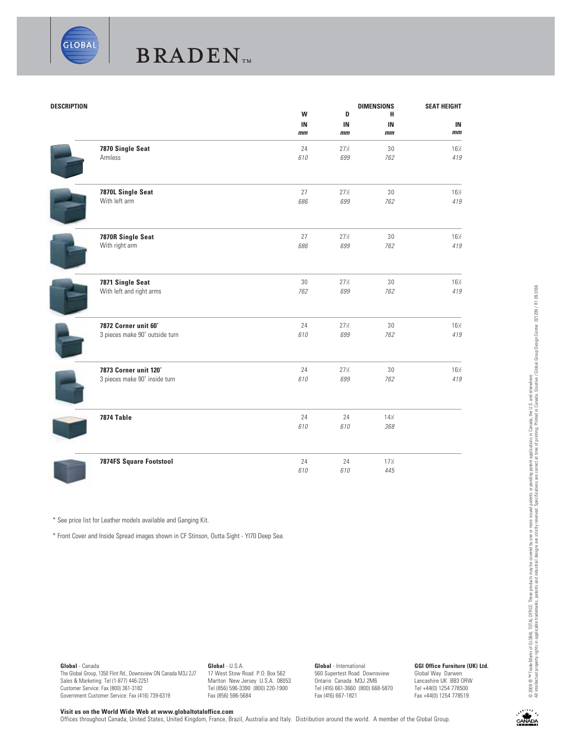# BRADEN™

| DESCRIPTION | | DIMENSIONS W IN *mm* | D IN *mm* | H IN *mm* | SEAT HEIGHT IN *mm* |
|---|---|---|---|---|---|
| **7870 Single Seat** | Armless | 24 *610* | 27½ *699* | 30 *762* | 16½ *419* |
| **7870L Single Seat** | With left arm | 27 *686* | 27½ *699* | 30 *762* | 16½ *419* |
| **7870R Single Seat** | With right arm | 27 *686* | 27½ *699* | 30 *762* | 16½ *419* |
| **7871 Single Seat** | With left and right arms | 30 *762* | 27½ *699* | 30 *762* | 16½ *419* |
| **7872 Corner unit 60°** | 3 pieces make 90° outside turn | 24 *610* | 27½ *699* | 30 *762* | 16½ *419* |
| **7873 Corner unit 120°** | 3 pieces make 90° inside turn | 24 *610* | 27½ *699* | 30 *762* | 16½ *419* |
| **7874 Table** | | 24 *610* | 24 *610* | 14½ *368* | |
| **7874FS Square Footstool** | | 24 *610* | 24 *610* | 17½ *445* | |

* See price list for Leather models available and Ganging Kit.

* Front Cover and Inside Spread images shown in CF Stinson, Outta Sight - YI70 Deep Sea.

**Global** - Canada
The Global Group, 1350 Flint Rd., Downsview ON Canada M3J 2J7
Sales & Marketing: Tel (1-877) 446-2251
Customer Service: Fax (800) 361-3182
Government Customer Service: Fax (416) 739-6319

**Global** - U.S.A.
17 West Stow Road P.O. Box 562
Marlton New Jersey U.S.A. 08053
Tel (856) 596-3390 (800) 220-1900
Fax (856) 596-5684

**Global** - International
560 Supertest Road Downsview
Ontario Canada M3J 2M6
Tel (416) 661-3660 (800) 668-5870
Fax (416) 667-1821

**GGI Office Furniture (UK) Ltd.**
Global Way Darwen
Lancashire UK BB3 0RW
Tel +44(0) 1254 778500
Fax +44(0) 1254 778519

**Visit us on the World Wide Web at www.globaltotaloffice.com**
Offices throughout Canada, United States, United Kingdom, France, Brazil, Australia and Italy. Distribution around the world. A member of the Global Group.

© 2009 ® ™ Trade-Marks of GLOBAL TOTAL OFFICE. These products may be covered by one or more issued patents or pending patent applications in Canada, the U.S. and elsewhere. All intellectual property rights in applicable trademarks, patents and industrial designs are strictly reserved. Specifications are correct at time of printing. Printed in Canada. Creative / Global Group Design Center 021209 / R1 09.0166